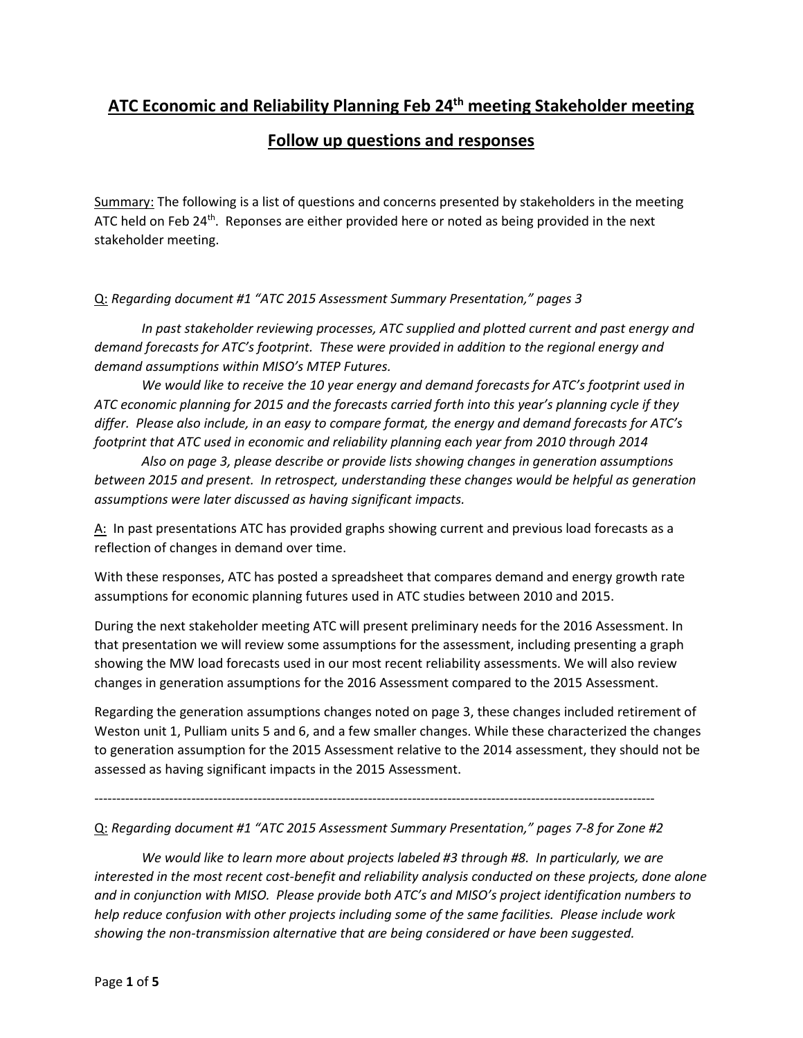# ATC Economic and Reliability Planning Feb 24th meeting Stakeholder meeting

## Follow up questions and responses

Summary: The following is a list of questions and concerns presented by stakeholders in the meeting ATC held on Feb 24th. Reponses are either provided here or noted as being provided in the next stakeholder meeting.

Q: *Regarding document #1 "ATC 2015 Assessment Summary Presentation," pages 3*

*In past stakeholder reviewing processes, ATC supplied and plotted current and past energy and demand forecasts for ATC's footprint. These were provided in addition to the regional energy and demand assumptions within MISO's MTEP Futures.*

*We would like to receive the 10 year energy and demand forecasts for ATC's footprint used in ATC economic planning for 2015 and the forecasts carried forth into this year's planning cycle if they differ. Please also include, in an easy to compare format, the energy and demand forecasts for ATC's footprint that ATC used in economic and reliability planning each year from 2010 through 2014*

*Also on page 3, please describe or provide lists showing changes in generation assumptions between 2015 and present. In retrospect, understanding these changes would be helpful as generation assumptions were later discussed as having significant impacts.*

A: In past presentations ATC has provided graphs showing current and previous load forecasts as a reflection of changes in demand over time.

With these responses, ATC has posted a spreadsheet that compares demand and energy growth rate assumptions for economic planning futures used in ATC studies between 2010 and 2015.

During the next stakeholder meeting ATC will present preliminary needs for the 2016 Assessment. In that presentation we will review some assumptions for the assessment, including presenting a graph showing the MW load forecasts used in our most recent reliability assessments. We will also review changes in generation assumptions for the 2016 Assessment compared to the 2015 Assessment.

Regarding the generation assumptions changes noted on page 3, these changes included retirement of Weston unit 1, Pulliam units 5 and 6, and a few smaller changes. While these characterized the changes to generation assumption for the 2015 Assessment relative to the 2014 assessment, they should not be assessed as having significant impacts in the 2015 Assessment.

---

Q: *Regarding document #1 "ATC 2015 Assessment Summary Presentation," pages 7-8 for Zone #2*

*We would like to learn more about projects labeled #3 through #8. In particularly, we are interested in the most recent cost-benefit and reliability analysis conducted on these projects, done alone and in conjunction with MISO. Please provide both ATC's and MISO's project identification numbers to help reduce confusion with other projects including some of the same facilities. Please include work showing the non-transmission alternative that are being considered or have been suggested.*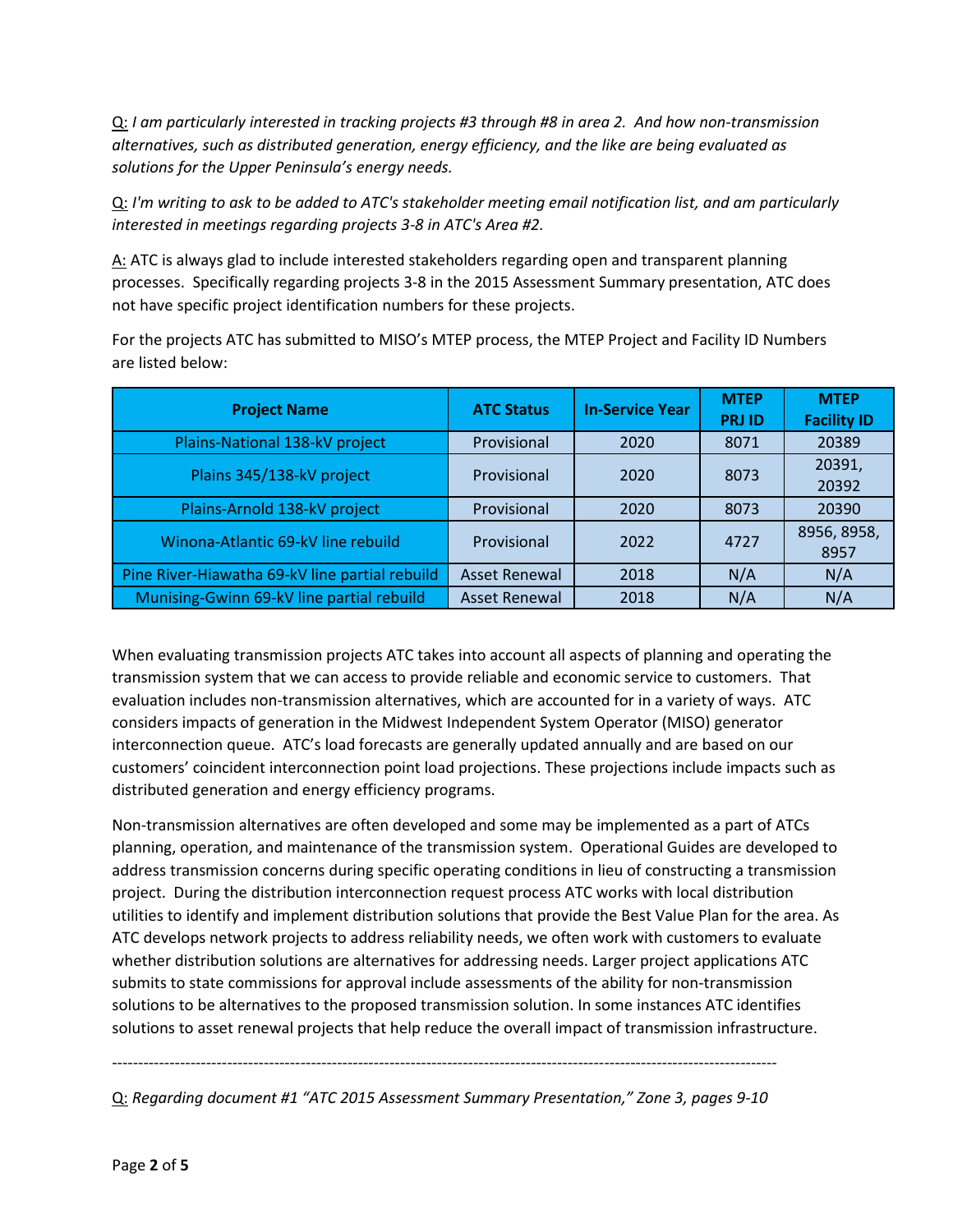Q: *I am particularly interested in tracking projects #3 through #8 in area 2. And how non-transmission alternatives, such as distributed generation, energy efficiency, and the like are being evaluated as solutions for the Upper Peninsula's energy needs.*

Q: *I'm writing to ask to be added to ATC's stakeholder meeting email notification list, and am particularly interested in meetings regarding projects 3-8 in ATC's Area #2.*

A: ATC is always glad to include interested stakeholders regarding open and transparent planning processes. Specifically regarding projects 3-8 in the 2015 Assessment Summary presentation, ATC does not have specific project identification numbers for these projects.

For the projects ATC has submitted to MISO's MTEP process, the MTEP Project and Facility ID Numbers are listed below:

| Project Name | ATC Status | In-Service Year | MTEP PRJ ID | MTEP Facility ID |
|---|---|---|---|---|
| Plains-National 138-kV project | Provisional | 2020 | 8071 | 20389 |
| Plains 345/138-kV project | Provisional | 2020 | 8073 | 20391, 20392 |
| Plains-Arnold 138-kV project | Provisional | 2020 | 8073 | 20390 |
| Winona-Atlantic 69-kV line rebuild | Provisional | 2022 | 4727 | 8956, 8958, 8957 |
| Pine River-Hiawatha 69-kV line partial rebuild | Asset Renewal | 2018 | N/A | N/A |
| Munising-Gwinn 69-kV line partial rebuild | Asset Renewal | 2018 | N/A | N/A |

When evaluating transmission projects ATC takes into account all aspects of planning and operating the transmission system that we can access to provide reliable and economic service to customers. That evaluation includes non-transmission alternatives, which are accounted for in a variety of ways. ATC considers impacts of generation in the Midwest Independent System Operator (MISO) generator interconnection queue. ATC's load forecasts are generally updated annually and are based on our customers' coincident interconnection point load projections. These projections include impacts such as distributed generation and energy efficiency programs.

Non-transmission alternatives are often developed and some may be implemented as a part of ATCs planning, operation, and maintenance of the transmission system. Operational Guides are developed to address transmission concerns during specific operating conditions in lieu of constructing a transmission project. During the distribution interconnection request process ATC works with local distribution utilities to identify and implement distribution solutions that provide the Best Value Plan for the area. As ATC develops network projects to address reliability needs, we often work with customers to evaluate whether distribution solutions are alternatives for addressing needs. Larger project applications ATC submits to state commissions for approval include assessments of the ability for non-transmission solutions to be alternatives to the proposed transmission solution. In some instances ATC identifies solutions to asset renewal projects that help reduce the overall impact of transmission infrastructure.

---

Q: *Regarding document #1 "ATC 2015 Assessment Summary Presentation," Zone 3, pages 9-10*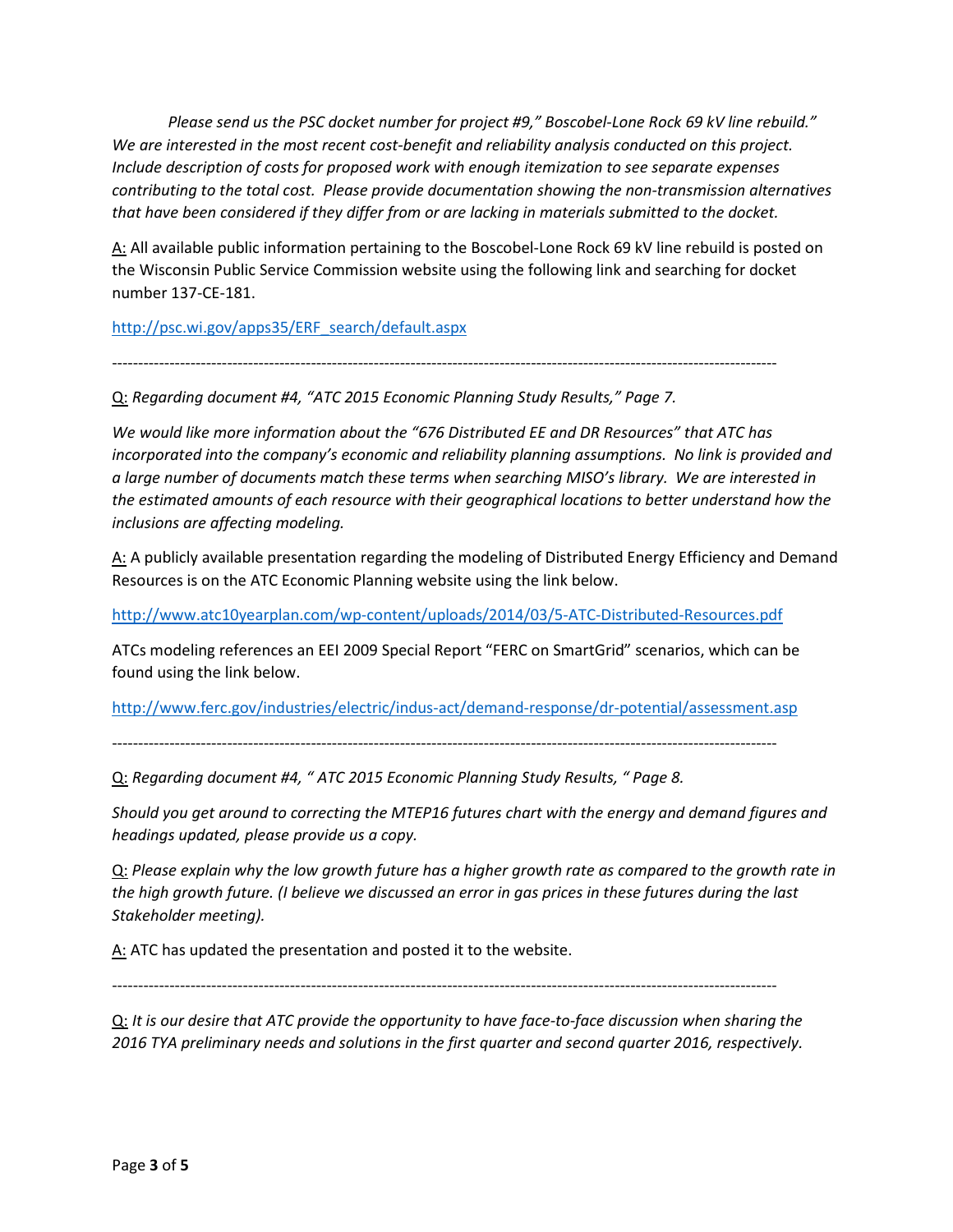*Please send us the PSC docket number for project #9," Boscobel-Lone Rock 69 kV line rebuild." We are interested in the most recent cost-benefit and reliability analysis conducted on this project. Include description of costs for proposed work with enough itemization to see separate expenses contributing to the total cost. Please provide documentation showing the non-transmission alternatives that have been considered if they differ from or are lacking in materials submitted to the docket.*

A: All available public information pertaining to the Boscobel-Lone Rock 69 kV line rebuild is posted on the Wisconsin Public Service Commission website using the following link and searching for docket number 137-CE-181.

http://psc.wi.gov/apps35/ERF_search/default.aspx

---

Q: *Regarding document #4, "ATC 2015 Economic Planning Study Results," Page 7.*

*We would like more information about the "676 Distributed EE and DR Resources" that ATC has incorporated into the company's economic and reliability planning assumptions. No link is provided and a large number of documents match these terms when searching MISO's library. We are interested in the estimated amounts of each resource with their geographical locations to better understand how the inclusions are affecting modeling.*

A: A publicly available presentation regarding the modeling of Distributed Energy Efficiency and Demand Resources is on the ATC Economic Planning website using the link below.

http://www.atc10yearplan.com/wp-content/uploads/2014/03/5-ATC-Distributed-Resources.pdf

ATCs modeling references an EEI 2009 Special Report "FERC on SmartGrid" scenarios, which can be found using the link below.

http://www.ferc.gov/industries/electric/indus-act/demand-response/dr-potential/assessment.asp

---

Q: *Regarding document #4, " ATC 2015 Economic Planning Study Results, " Page 8.*

*Should you get around to correcting the MTEP16 futures chart with the energy and demand figures and headings updated, please provide us a copy.*

Q: *Please explain why the low growth future has a higher growth rate as compared to the growth rate in the high growth future. (I believe we discussed an error in gas prices in these futures during the last Stakeholder meeting).*

A: ATC has updated the presentation and posted it to the website.

---

Q: *It is our desire that ATC provide the opportunity to have face-to-face discussion when sharing the 2016 TYA preliminary needs and solutions in the first quarter and second quarter 2016, respectively.*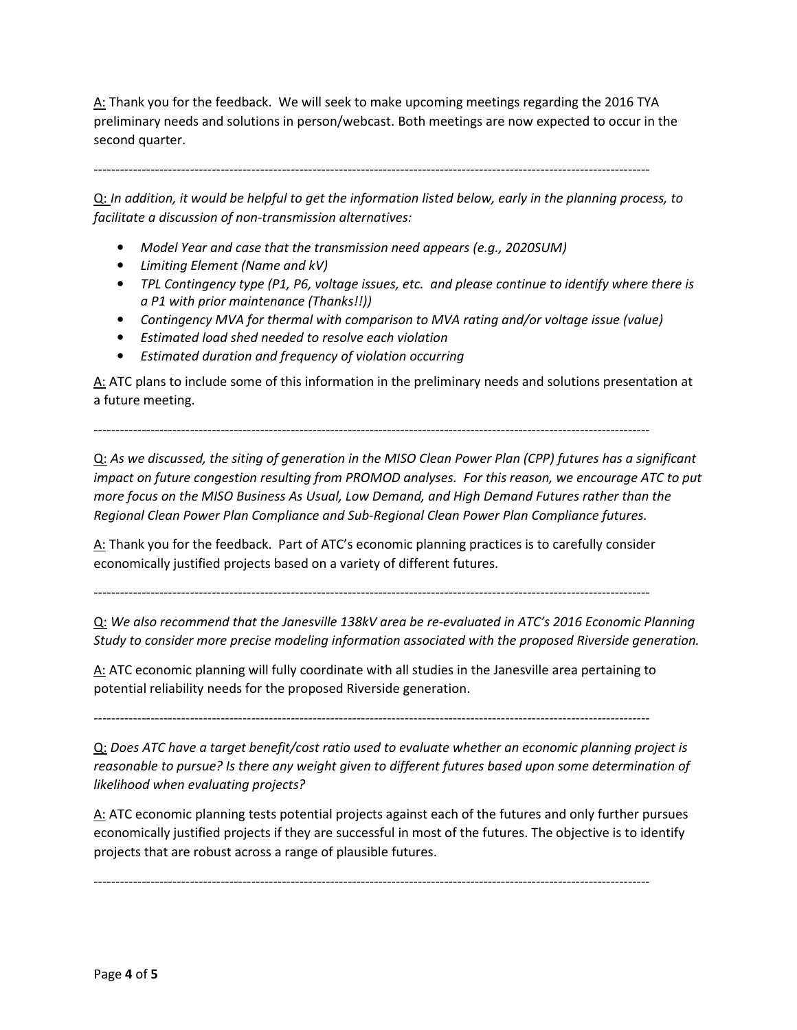A: Thank you for the feedback. We will seek to make upcoming meetings regarding the 2016 TYA preliminary needs and solutions in person/webcast. Both meetings are now expected to occur in the second quarter.

---

Q: *In addition, it would be helpful to get the information listed below, early in the planning process, to facilitate a discussion of non-transmission alternatives:*

- *Model Year and case that the transmission need appears (e.g., 2020SUM)*
- *Limiting Element (Name and kV)*
- *TPL Contingency type (P1, P6, voltage issues, etc. and please continue to identify where there is a P1 with prior maintenance (Thanks!!))*
- *Contingency MVA for thermal with comparison to MVA rating and/or voltage issue (value)*
- *Estimated load shed needed to resolve each violation*
- *Estimated duration and frequency of violation occurring*

A: ATC plans to include some of this information in the preliminary needs and solutions presentation at a future meeting.

---

Q: *As we discussed, the siting of generation in the MISO Clean Power Plan (CPP) futures has a significant impact on future congestion resulting from PROMOD analyses. For this reason, we encourage ATC to put more focus on the MISO Business As Usual, Low Demand, and High Demand Futures rather than the Regional Clean Power Plan Compliance and Sub-Regional Clean Power Plan Compliance futures.*

A: Thank you for the feedback. Part of ATC's economic planning practices is to carefully consider economically justified projects based on a variety of different futures.

---

Q: *We also recommend that the Janesville 138kV area be re-evaluated in ATC's 2016 Economic Planning Study to consider more precise modeling information associated with the proposed Riverside generation.*

A: ATC economic planning will fully coordinate with all studies in the Janesville area pertaining to potential reliability needs for the proposed Riverside generation.

---

Q: *Does ATC have a target benefit/cost ratio used to evaluate whether an economic planning project is reasonable to pursue? Is there any weight given to different futures based upon some determination of likelihood when evaluating projects?*

A: ATC economic planning tests potential projects against each of the futures and only further pursues economically justified projects if they are successful in most of the futures. The objective is to identify projects that are robust across a range of plausible futures.

---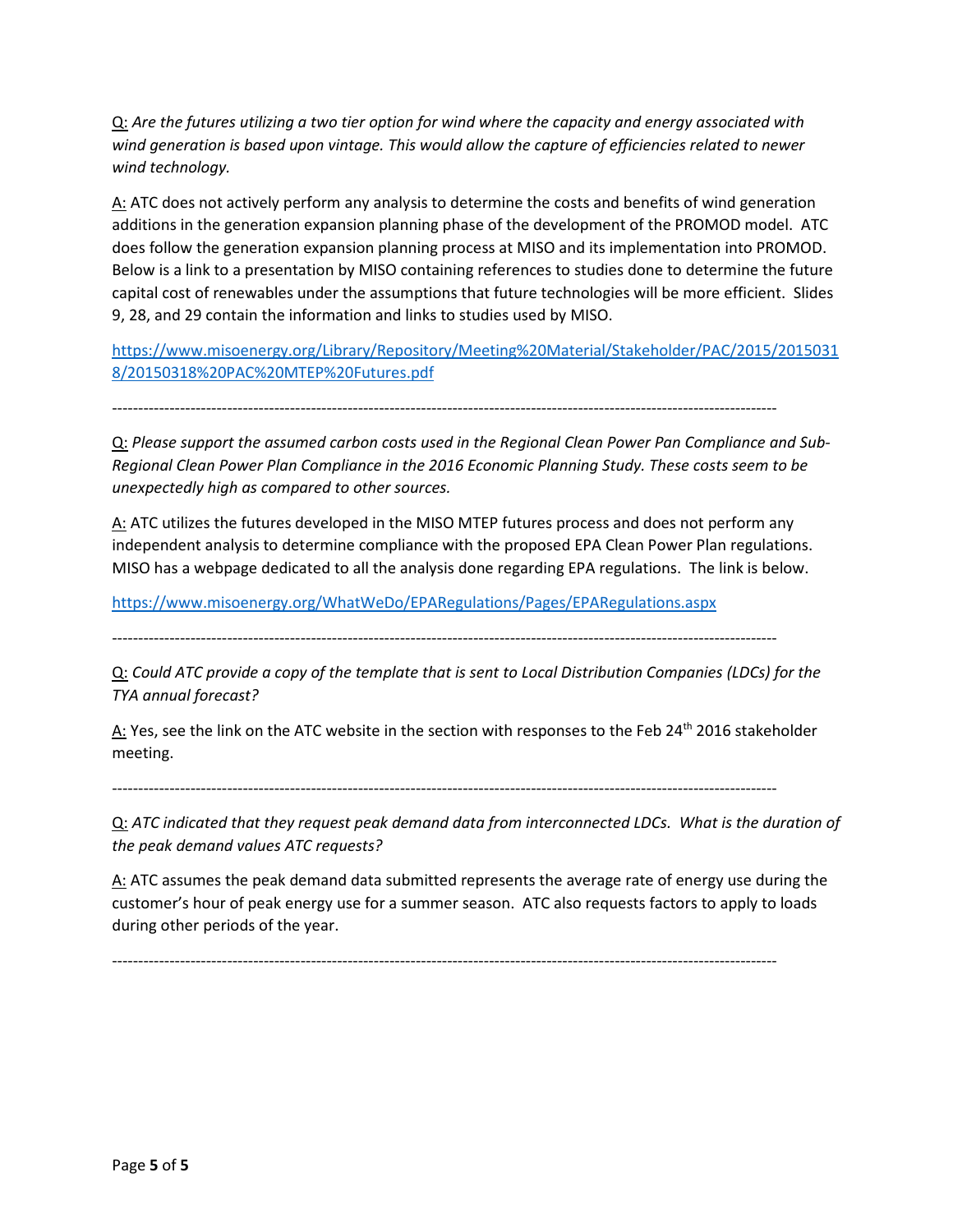Q: *Are the futures utilizing a two tier option for wind where the capacity and energy associated with wind generation is based upon vintage. This would allow the capture of efficiencies related to newer wind technology.*

A: ATC does not actively perform any analysis to determine the costs and benefits of wind generation additions in the generation expansion planning phase of the development of the PROMOD model. ATC does follow the generation expansion planning process at MISO and its implementation into PROMOD. Below is a link to a presentation by MISO containing references to studies done to determine the future capital cost of renewables under the assumptions that future technologies will be more efficient. Slides 9, 28, and 29 contain the information and links to studies used by MISO.

https://www.misoenergy.org/Library/Repository/Meeting%20Material/Stakeholder/PAC/2015/20150318/20150318%20PAC%20MTEP%20Futures.pdf

---

Q: *Please support the assumed carbon costs used in the Regional Clean Power Pan Compliance and Sub-Regional Clean Power Plan Compliance in the 2016 Economic Planning Study. These costs seem to be unexpectedly high as compared to other sources.*

A: ATC utilizes the futures developed in the MISO MTEP futures process and does not perform any independent analysis to determine compliance with the proposed EPA Clean Power Plan regulations. MISO has a webpage dedicated to all the analysis done regarding EPA regulations. The link is below.

https://www.misoenergy.org/WhatWeDo/EPARegulations/Pages/EPARegulations.aspx

---

Q: *Could ATC provide a copy of the template that is sent to Local Distribution Companies (LDCs) for the TYA annual forecast?*

A: Yes, see the link on the ATC website in the section with responses to the Feb 24th 2016 stakeholder meeting.

---

Q: *ATC indicated that they request peak demand data from interconnected LDCs. What is the duration of the peak demand values ATC requests?*

A: ATC assumes the peak demand data submitted represents the average rate of energy use during the customer's hour of peak energy use for a summer season. ATC also requests factors to apply to loads during other periods of the year.

---